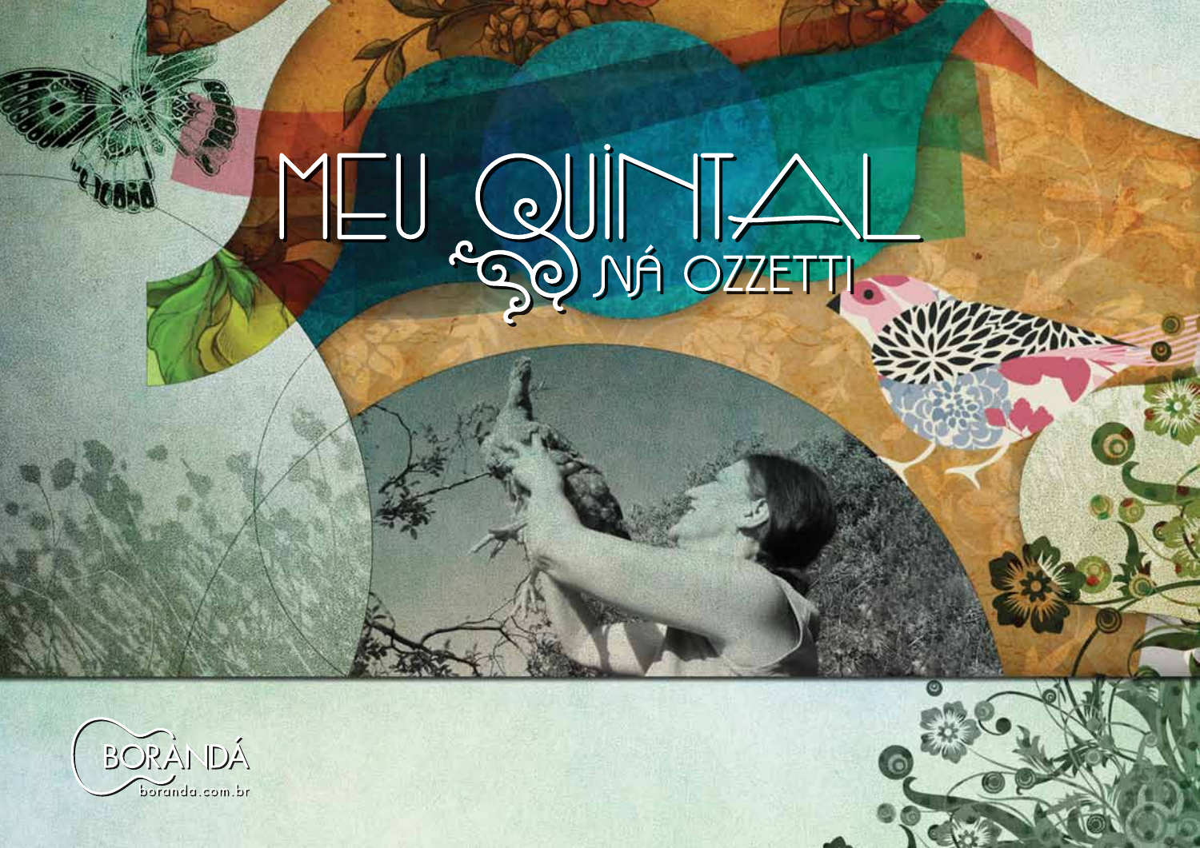# MEU QUINTAL

## NÁ OZZETTI

BORANDÁ
boranda.com.br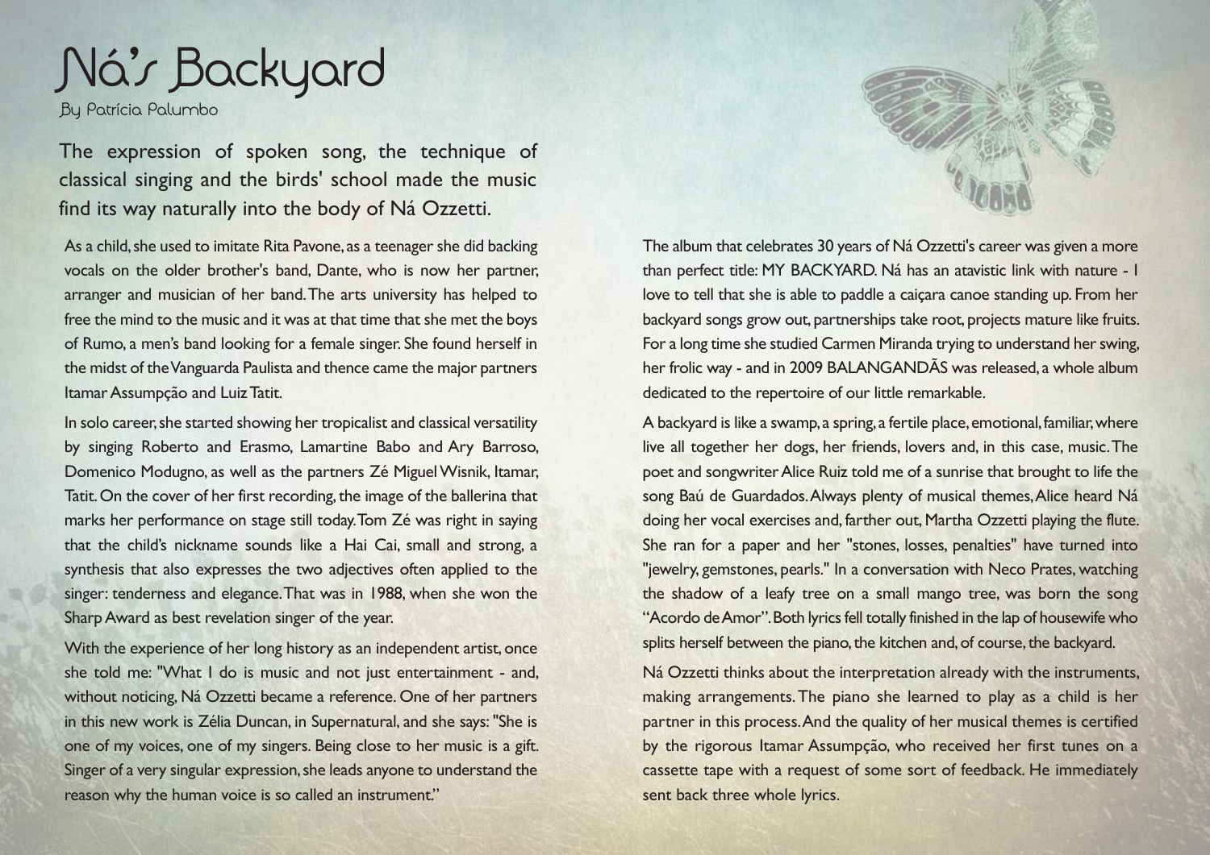# Ná's Backyard

By Patrícia Palumbo

The expression of spoken song, the technique of classical singing and the birds' school made the music find its way naturally into the body of Ná Ozzetti.

As a child, she used to imitate Rita Pavone, as a teenager she did backing vocals on the older brother's band, Dante, who is now her partner, arranger and musician of her band. The arts university has helped to free the mind to the music and it was at that time that she met the boys of Rumo, a men's band looking for a female singer. She found herself in the midst of the Vanguarda Paulista and thence came the major partners Itamar Assumpção and Luiz Tatit.

In solo career, she started showing her tropicalist and classical versatility by singing Roberto and Erasmo, Lamartine Babo and Ary Barroso, Domenico Modugno, as well as the partners Zé Miguel Wisnik, Itamar, Tatit. On the cover of her first recording, the image of the ballerina that marks her performance on stage still today. Tom Zé was right in saying that the child's nickname sounds like a Hai Cai, small and strong, a synthesis that also expresses the two adjectives often applied to the singer: tenderness and elegance. That was in 1988, when she won the Sharp Award as best revelation singer of the year.

With the experience of her long history as an independent artist, once she told me: "What I do is music and not just entertainment - and, without noticing, Ná Ozzetti became a reference. One of her partners in this new work is Zélia Duncan, in Supernatural, and she says: "She is one of my voices, one of my singers. Being close to her music is a gift. Singer of a very singular expression, she leads anyone to understand the reason why the human voice is so called an instrument."

The album that celebrates 30 years of Ná Ozzetti's career was given a more than perfect title: MY BACKYARD. Ná has an atavistic link with nature - I love to tell that she is able to paddle a caiçara canoe standing up. From her backyard songs grow out, partnerships take root, projects mature like fruits. For a long time she studied Carmen Miranda trying to understand her swing, her frolic way - and in 2009 BALANGANDÃS was released, a whole album dedicated to the repertoire of our little remarkable.

A backyard is like a swamp, a spring, a fertile place, emotional, familiar, where live all together her dogs, her friends, lovers and, in this case, music. The poet and songwriter Alice Ruiz told me of a sunrise that brought to life the song Baú de Guardados. Always plenty of musical themes, Alice heard Ná doing her vocal exercises and, farther out, Martha Ozzetti playing the flute. She ran for a paper and her "stones, losses, penalties" have turned into "jewelry, gemstones, pearls." In a conversation with Neco Prates, watching the shadow of a leafy tree on a small mango tree, was born the song "Acordo de Amor". Both lyrics fell totally finished in the lap of housewife who splits herself between the piano, the kitchen and, of course, the backyard.

Ná Ozzetti thinks about the interpretation already with the instruments, making arrangements. The piano she learned to play as a child is her partner in this process. And the quality of her musical themes is certified by the rigorous Itamar Assumpção, who received her first tunes on a cassette tape with a request of some sort of feedback. He immediately sent back three whole lyrics.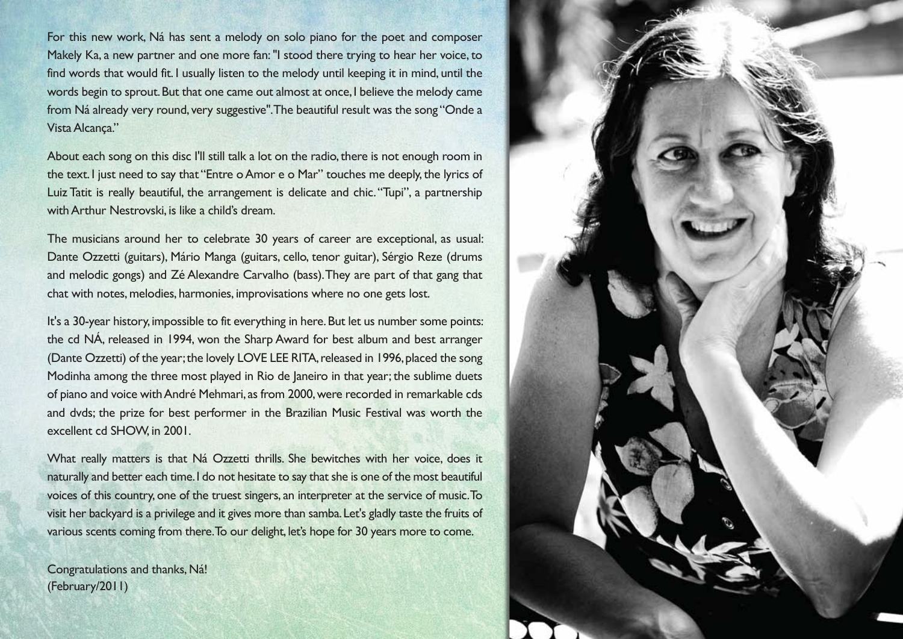For this new work, Ná has sent a melody on solo piano for the poet and composer Makely Ka, a new partner and one more fan: "I stood there trying to hear her voice, to find words that would fit. I usually listen to the melody until keeping it in mind, until the words begin to sprout. But that one came out almost at once, I believe the melody came from Ná already very round, very suggestive". The beautiful result was the song "Onde a Vista Alcança."

About each song on this disc I'll still talk a lot on the radio, there is not enough room in the text. I just need to say that "Entre o Amor e o Mar" touches me deeply, the lyrics of Luiz Tatit is really beautiful, the arrangement is delicate and chic. "Tupi", a partnership with Arthur Nestrovski, is like a child's dream.

The musicians around her to celebrate 30 years of career are exceptional, as usual: Dante Ozzetti (guitars), Mário Manga (guitars, cello, tenor guitar), Sérgio Reze (drums and melodic gongs) and Zé Alexandre Carvalho (bass). They are part of that gang that chat with notes, melodies, harmonies, improvisations where no one gets lost.

It's a 30-year history, impossible to fit everything in here. But let us number some points: the cd NÁ, released in 1994, won the Sharp Award for best album and best arranger (Dante Ozzetti) of the year; the lovely LOVE LEE RITA, released in 1996, placed the song Modinha among the three most played in Rio de Janeiro in that year; the sublime duets of piano and voice with André Mehmari, as from 2000, were recorded in remarkable cds and dvds; the prize for best performer in the Brazilian Music Festival was worth the excellent cd SHOW, in 2001.

What really matters is that Ná Ozzetti thrills. She bewitches with her voice, does it naturally and better each time. I do not hesitate to say that she is one of the most beautiful voices of this country, one of the truest singers, an interpreter at the service of music. To visit her backyard is a privilege and it gives more than samba. Let's gladly taste the fruits of various scents coming from there. To our delight, let's hope for 30 years more to come.

Congratulations and thanks, Ná!
(February/2011)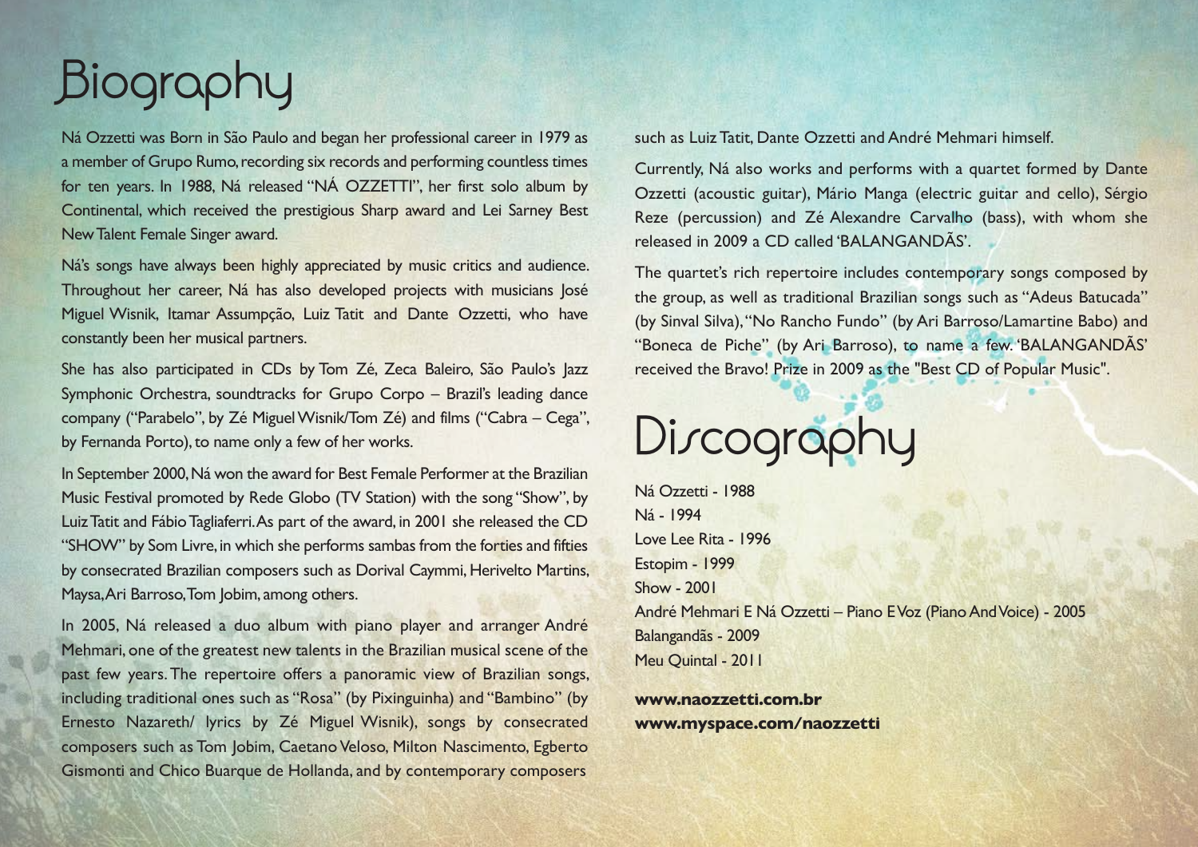# Biography

Ná Ozzetti was Born in São Paulo and began her professional career in 1979 as a member of Grupo Rumo, recording six records and performing countless times for ten years. In 1988, Ná released "NÁ OZZETTI", her first solo album by Continental, which received the prestigious Sharp award and Lei Sarney Best New Talent Female Singer award.

Ná's songs have always been highly appreciated by music critics and audience. Throughout her career, Ná has also developed projects with musicians José Miguel Wisnik, Itamar Assumpção, Luiz Tatit and Dante Ozzetti, who have constantly been her musical partners.

She has also participated in CDs by Tom Zé, Zeca Baleiro, São Paulo's Jazz Symphonic Orchestra, soundtracks for Grupo Corpo – Brazil's leading dance company ("Parabelo", by Zé Miguel Wisnik/Tom Zé) and films ("Cabra – Cega", by Fernanda Porto), to name only a few of her works.

In September 2000, Ná won the award for Best Female Performer at the Brazilian Music Festival promoted by Rede Globo (TV Station) with the song "Show", by Luiz Tatit and Fábio Tagliaferri. As part of the award, in 2001 she released the CD "SHOW" by Som Livre, in which she performs sambas from the forties and fifties by consecrated Brazilian composers such as Dorival Caymmi, Herivelto Martins, Maysa, Ari Barroso, Tom Jobim, among others.

In 2005, Ná released a duo album with piano player and arranger André Mehmari, one of the greatest new talents in the Brazilian musical scene of the past few years. The repertoire offers a panoramic view of Brazilian songs, including traditional ones such as "Rosa" (by Pixinguinha) and "Bambino" (by Ernesto Nazareth/ lyrics by Zé Miguel Wisnik), songs by consecrated composers such as Tom Jobim, Caetano Veloso, Milton Nascimento, Egberto Gismonti and Chico Buarque de Hollanda, and by contemporary composers such as Luiz Tatit, Dante Ozzetti and André Mehmari himself.

Currently, Ná also works and performs with a quartet formed by Dante Ozzetti (acoustic guitar), Mário Manga (electric guitar and cello), Sérgio Reze (percussion) and Zé Alexandre Carvalho (bass), with whom she released in 2009 a CD called 'BALANGANDÃS'.

The quartet's rich repertoire includes contemporary songs composed by the group, as well as traditional Brazilian songs such as "Adeus Batucada" (by Sinval Silva), "No Rancho Fundo" (by Ari Barroso/Lamartine Babo) and "Boneca de Piche" (by Ari Barroso), to name a few. 'BALANGANDÃS' received the Bravo! Prize in 2009 as the "Best CD of Popular Music".

# Discography

Ná Ozzetti - 1988
Ná - 1994
Love Lee Rita - 1996
Estopim - 1999
Show - 2001
André Mehmari E Ná Ozzetti – Piano E Voz (Piano And Voice) - 2005
Balangandãs - 2009
Meu Quintal - 2011

**www.naozzetti.com.br**
**www.myspace.com/naozzetti**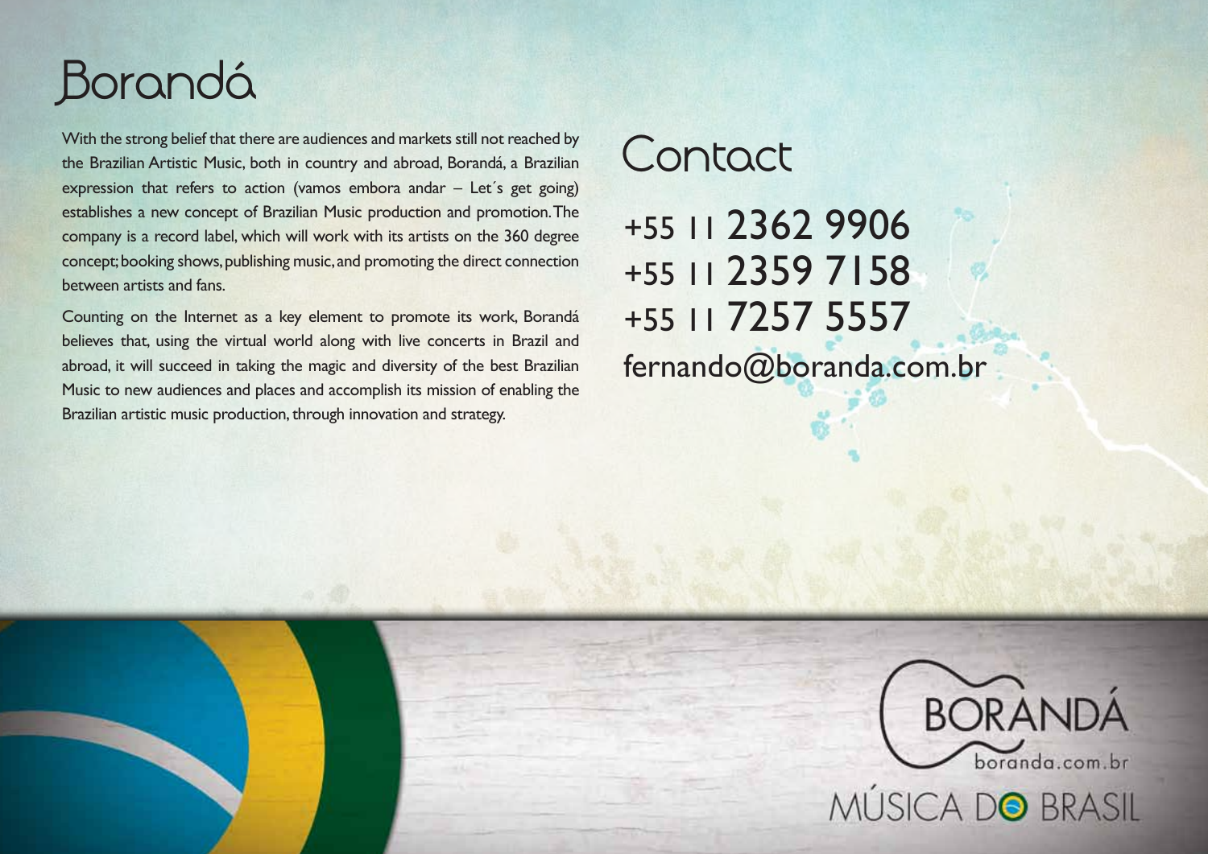# Borandá

With the strong belief that there are audiences and markets still not reached by the Brazilian Artistic Music, both in country and abroad, Borandá, a Brazilian expression that refers to action (vamos embora andar – Let´s get going) establishes a new concept of Brazilian Music production and promotion. The company is a record label, which will work with its artists on the 360 degree concept; booking shows, publishing music, and promoting the direct connection between artists and fans.

Counting on the Internet as a key element to promote its work, Borandá believes that, using the virtual world along with live concerts in Brazil and abroad, it will succeed in taking the magic and diversity of the best Brazilian Music to new audiences and places and accomplish its mission of enabling the Brazilian artistic music production, through innovation and strategy.

# Contact

+55 11 2362 9906
+55 11 2359 7158
+55 11 7257 5557
fernando@boranda.com.br

BORANDÁ
boranda.com.br
MÚSICA DO BRASIL